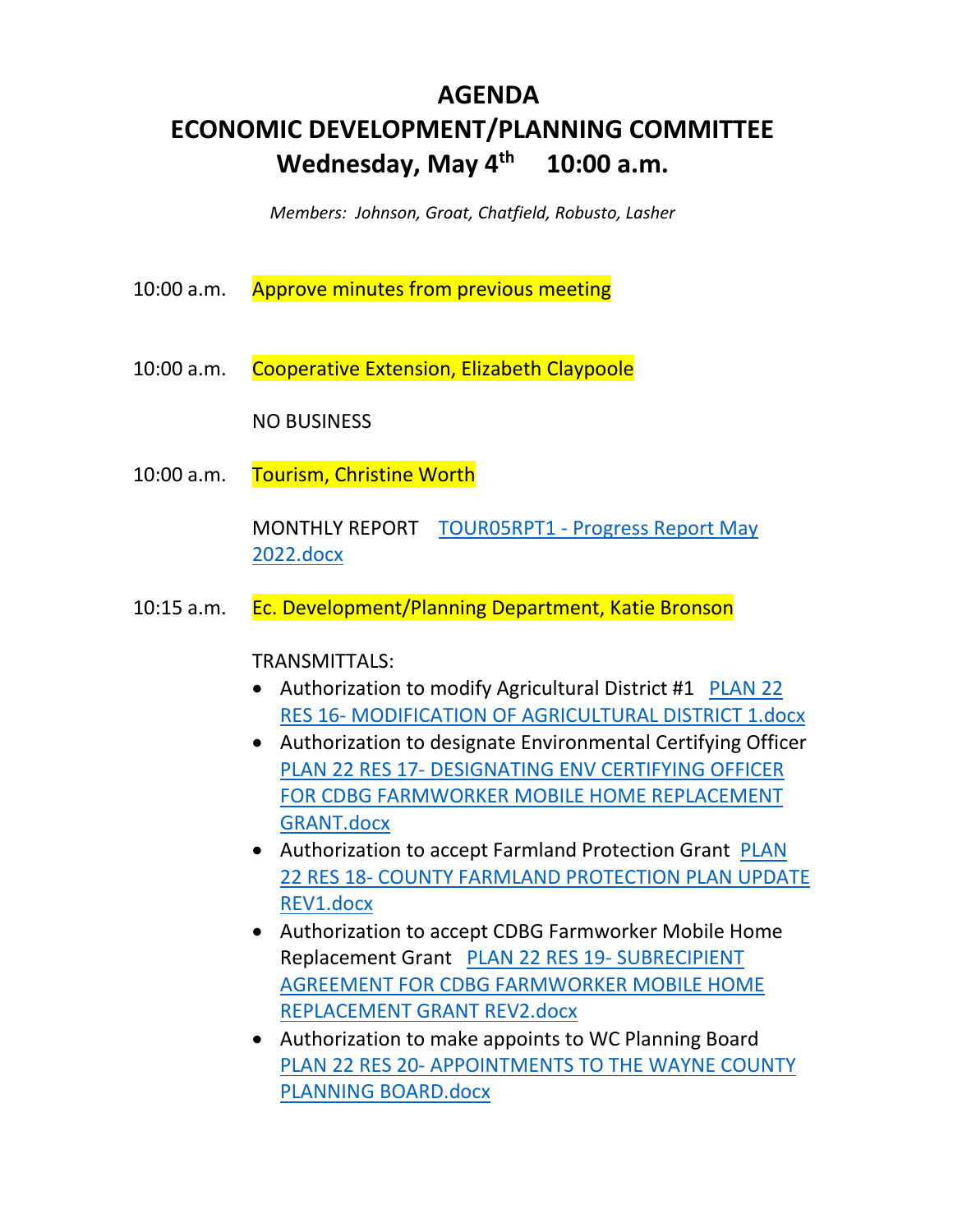# AGENDA
# ECONOMIC DEVELOPMENT/PLANNING COMMITTEE
# Wednesday, May 4th 10:00 a.m.

*Members: Johnson, Groat, Chatfield, Robusto, Lasher*

10:00 a.m. Approve minutes from previous meeting

10:00 a.m. Cooperative Extension, Elizabeth Claypoole

NO BUSINESS

10:00 a.m. Tourism, Christine Worth

MONTHLY REPORT TOUR05RPT1 - Progress Report May 2022.docx

10:15 a.m. Ec. Development/Planning Department, Katie Bronson

TRANSMITTALS:

- Authorization to modify Agricultural District #1 PLAN 22 RES 16- MODIFICATION OF AGRICULTURAL DISTRICT 1.docx
- Authorization to designate Environmental Certifying Officer PLAN 22 RES 17- DESIGNATING ENV CERTIFYING OFFICER FOR CDBG FARMWORKER MOBILE HOME REPLACEMENT GRANT.docx
- Authorization to accept Farmland Protection Grant PLAN 22 RES 18- COUNTY FARMLAND PROTECTION PLAN UPDATE REV1.docx
- Authorization to accept CDBG Farmworker Mobile Home Replacement Grant PLAN 22 RES 19- SUBRECIPIENT AGREEMENT FOR CDBG FARMWORKER MOBILE HOME REPLACEMENT GRANT REV2.docx
- Authorization to make appoints to WC Planning Board PLAN 22 RES 20- APPOINTMENTS TO THE WAYNE COUNTY PLANNING BOARD.docx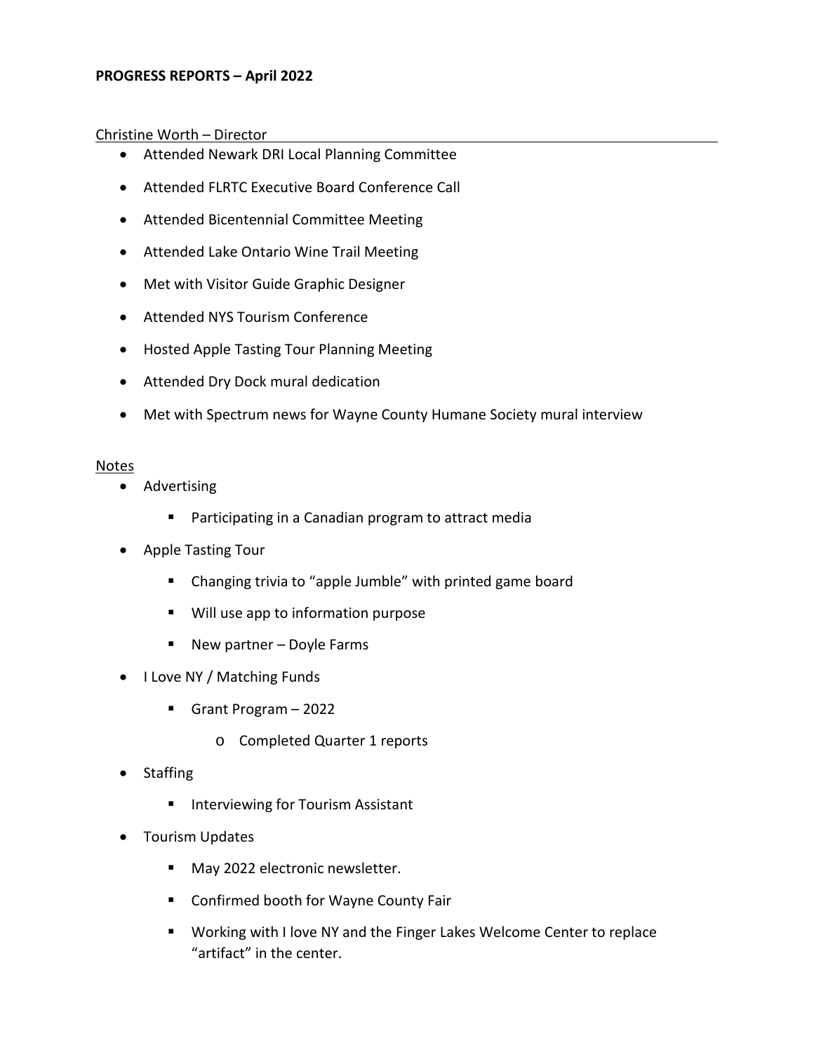**PROGRESS REPORTS – April 2022**

Christine Worth – Director

- Attended Newark DRI Local Planning Committee
- Attended FLRTC Executive Board Conference Call
- Attended Bicentennial Committee Meeting
- Attended Lake Ontario Wine Trail Meeting
- Met with Visitor Guide Graphic Designer
- Attended NYS Tourism Conference
- Hosted Apple Tasting Tour Planning Meeting
- Attended Dry Dock mural dedication
- Met with Spectrum news for Wayne County Humane Society mural interview

Notes

- Advertising
    - Participating in a Canadian program to attract media
- Apple Tasting Tour
    - Changing trivia to "apple Jumble" with printed game board
    - Will use app to information purpose
    - New partner – Doyle Farms
- I Love NY / Matching Funds
    - Grant Program – 2022
        - Completed Quarter 1 reports
- Staffing
    - Interviewing for Tourism Assistant
- Tourism Updates
    - May 2022 electronic newsletter.
    - Confirmed booth for Wayne County Fair
    - Working with I love NY and the Finger Lakes Welcome Center to replace "artifact" in the center.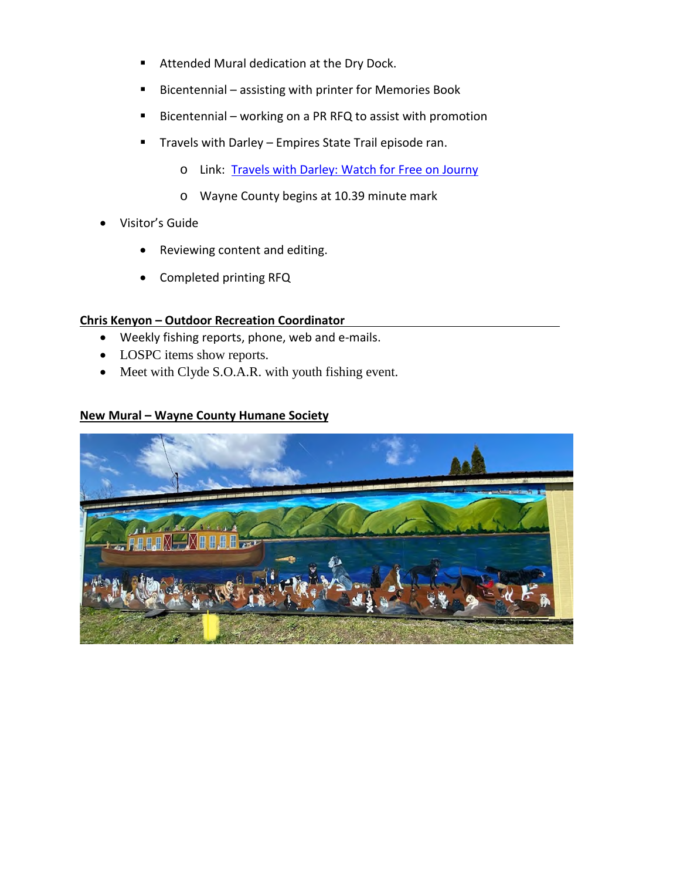- Attended Mural dedication at the Dry Dock.
   - Bicentennial – assisting with printer for Memories Book
   - Bicentennial – working on a PR RFQ to assist with promotion
   - Travels with Darley – Empires State Trail episode ran.
     - Link: [Travels with Darley: Watch for Free on Journy]()
     - Wayne County begins at 10.39 minute mark

- Visitor's Guide
  - Reviewing content and editing.
  - Completed printing RFQ

**Chris Kenyon – Outdoor Recreation Coordinator**

- Weekly fishing reports, phone, web and e-mails.
- LOSPC items show reports.
- Meet with Clyde S.O.A.R. with youth fishing event.

**New Mural – Wayne County Humane Society**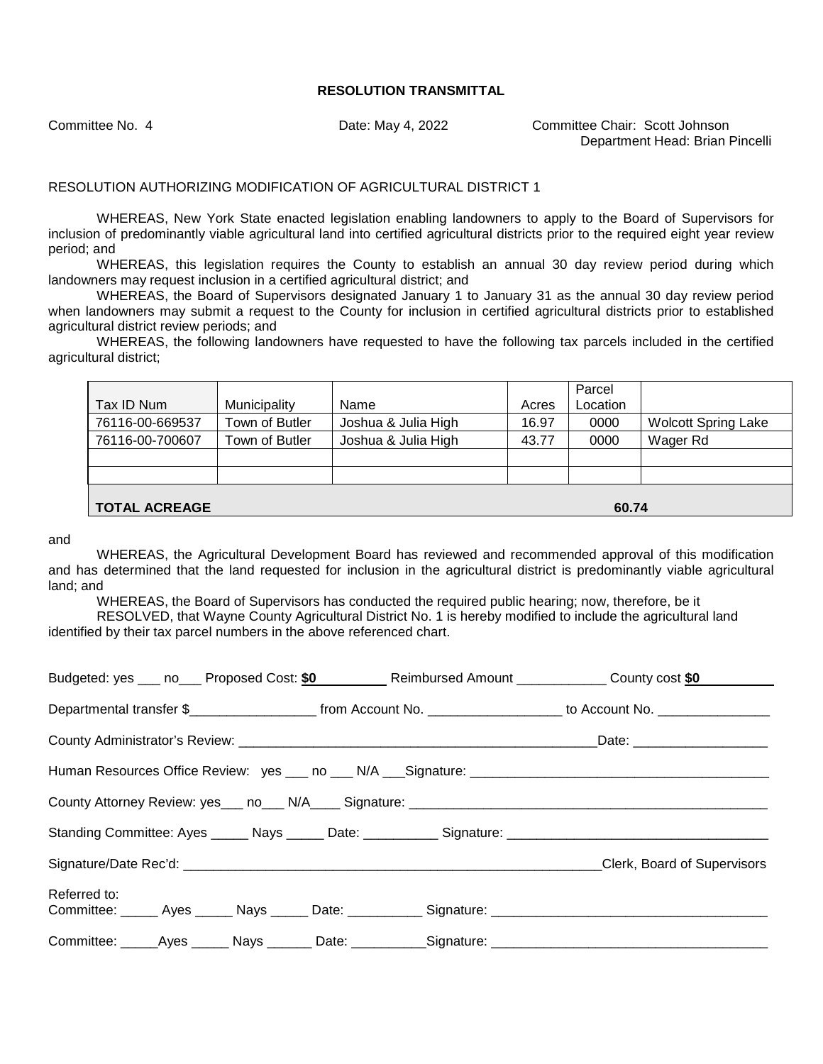**RESOLUTION TRANSMITTAL**

Committee No. 4 Date: May 4, 2022 Committee Chair: Scott Johnson
Department Head: Brian Pincelli

RESOLUTION AUTHORIZING MODIFICATION OF AGRICULTURAL DISTRICT 1

WHEREAS, New York State enacted legislation enabling landowners to apply to the Board of Supervisors for inclusion of predominantly viable agricultural land into certified agricultural districts prior to the required eight year review period; and

WHEREAS, this legislation requires the County to establish an annual 30 day review period during which landowners may request inclusion in a certified agricultural district; and

WHEREAS, the Board of Supervisors designated January 1 to January 31 as the annual 30 day review period when landowners may submit a request to the County for inclusion in certified agricultural districts prior to established agricultural district review periods; and

WHEREAS, the following landowners have requested to have the following tax parcels included in the certified agricultural district;

| Tax ID Num | Municipality | Name | Acres | Parcel Location | |
|---|---|---|---|---|---|
| 76116-00-669537 | Town of Butler | Joshua & Julia High | 16.97 | 0000 | Wolcott Spring Lake |
| 76116-00-700607 | Town of Butler | Joshua & Julia High | 43.77 | 0000 | Wager Rd |
| | | | | | |
| | | | | | |
| **TOTAL ACREAGE** | | | | **60.74** | |

and

WHEREAS, the Agricultural Development Board has reviewed and recommended approval of this modification and has determined that the land requested for inclusion in the agricultural district is predominantly viable agricultural land; and

WHEREAS, the Board of Supervisors has conducted the required public hearing; now, therefore, be it

RESOLVED, that Wayne County Agricultural District No. 1 is hereby modified to include the agricultural land identified by their tax parcel numbers in the above referenced chart.

Budgeted: yes ___ no___ Proposed Cost: **$0** Reimbursed Amount ____________ County cost **$0**

Departmental transfer $_________________ from Account No. __________________ to Account No. _______________

County Administrator's Review: __________________________________________________Date: __________________

Human Resources Office Review: yes ___ no ___ N/A ___Signature: ________________________________________

County Attorney Review: yes___ no___ N/A____ Signature: ________________________________________________

Standing Committee: Ayes _____ Nays _____ Date: __________ Signature: ___________________________________

Signature/Date Rec'd: __________________________________________________________Clerk, Board of Supervisors

Referred to:
Committee: _____ Ayes _____ Nays _____ Date: __________ Signature: ____________________________________

Committee: _____Ayes _____ Nays ______ Date: __________Signature: ____________________________________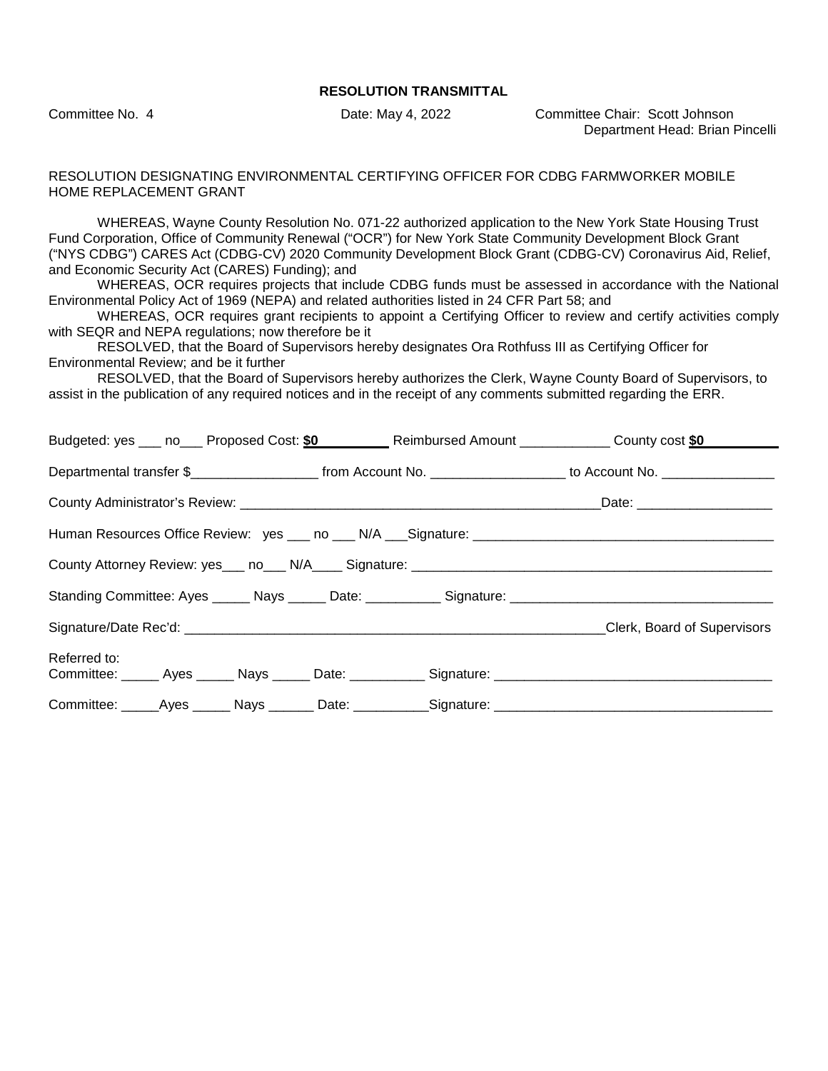**RESOLUTION TRANSMITTAL**

Committee No. 4    Date: May 4, 2022    Committee Chair: Scott Johnson
Department Head: Brian Pincelli

RESOLUTION DESIGNATING ENVIRONMENTAL CERTIFYING OFFICER FOR CDBG FARMWORKER MOBILE HOME REPLACEMENT GRANT

WHEREAS, Wayne County Resolution No. 071-22 authorized application to the New York State Housing Trust Fund Corporation, Office of Community Renewal ("OCR") for New York State Community Development Block Grant ("NYS CDBG") CARES Act (CDBG-CV) 2020 Community Development Block Grant (CDBG-CV) Coronavirus Aid, Relief, and Economic Security Act (CARES) Funding); and

WHEREAS, OCR requires projects that include CDBG funds must be assessed in accordance with the National Environmental Policy Act of 1969 (NEPA) and related authorities listed in 24 CFR Part 58; and

WHEREAS, OCR requires grant recipients to appoint a Certifying Officer to review and certify activities comply with SEQR and NEPA regulations; now therefore be it

RESOLVED, that the Board of Supervisors hereby designates Ora Rothfuss III as Certifying Officer for Environmental Review; and be it further

RESOLVED, that the Board of Supervisors hereby authorizes the Clerk, Wayne County Board of Supervisors, to assist in the publication of any required notices and in the receipt of any comments submitted regarding the ERR.

Budgeted: yes ___ no___ Proposed Cost: **$0** Reimbursed Amount ____________ County cost **$0**

Departmental transfer $_________________ from Account No. _________________ to Account No. _______________

County Administrator's Review: _________________________________________________Date: __________________

Human Resources Office Review: yes ___ no ___ N/A ___Signature: ________________________________________

County Attorney Review: yes___ no___ N/A____ Signature: _________________________________________________

Standing Committee: Ayes _____ Nays _____ Date: __________ Signature: ___________________________________

Signature/Date Rec'd: ________________________________________________________Clerk, Board of Supervisors

Referred to:
Committee: _____ Ayes _____ Nays _____ Date: __________ Signature: ____________________________________

Committee: _____Ayes _____ Nays ______ Date: __________Signature: ____________________________________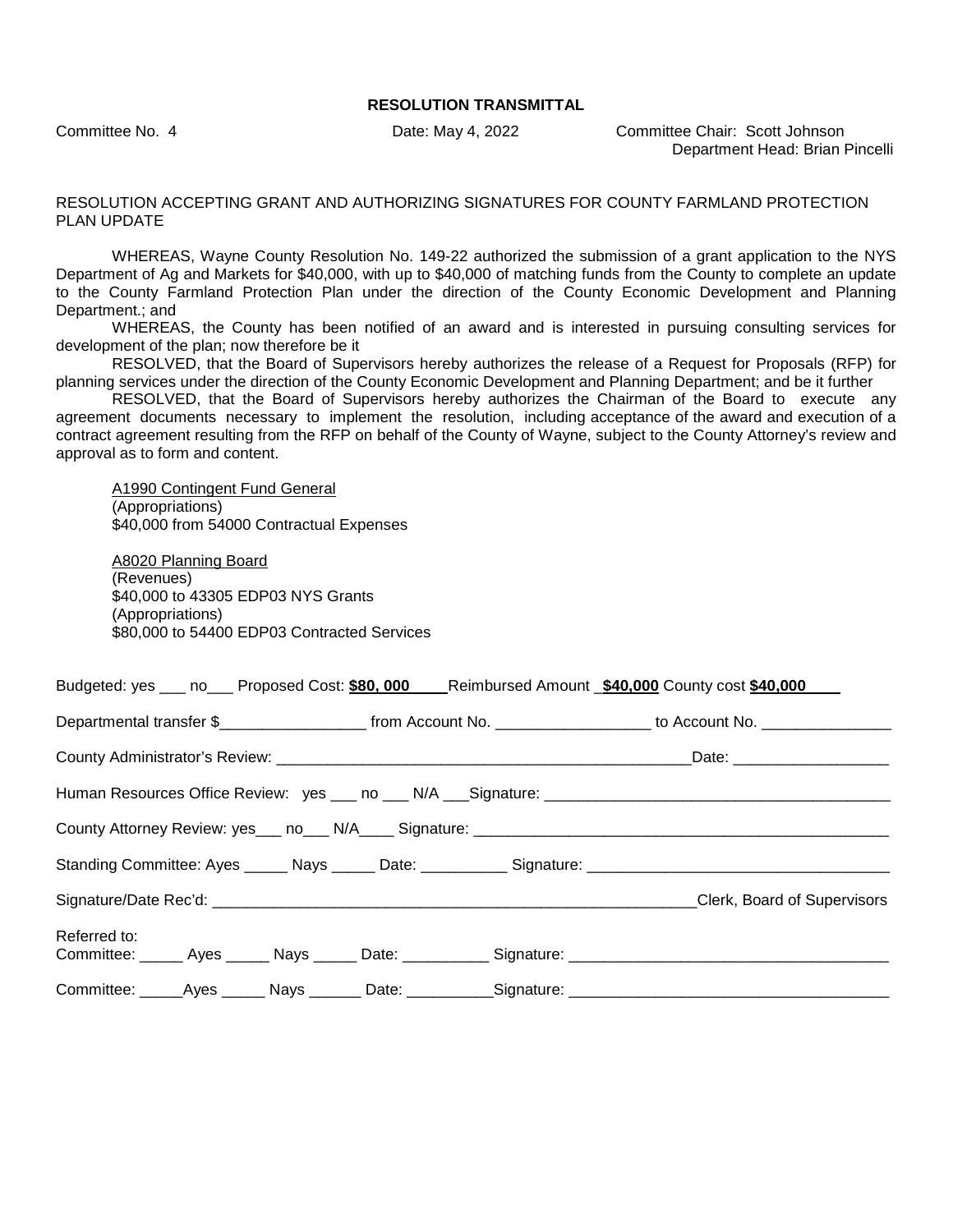**RESOLUTION TRANSMITTAL**

Committee No. 4 Date: May 4, 2022 Committee Chair: Scott Johnson
Department Head: Brian Pincelli

RESOLUTION ACCEPTING GRANT AND AUTHORIZING SIGNATURES FOR COUNTY FARMLAND PROTECTION PLAN UPDATE

WHEREAS, Wayne County Resolution No. 149-22 authorized the submission of a grant application to the NYS Department of Ag and Markets for $40,000, with up to $40,000 of matching funds from the County to complete an update to the County Farmland Protection Plan under the direction of the County Economic Development and Planning Department.; and

WHEREAS, the County has been notified of an award and is interested in pursuing consulting services for development of the plan; now therefore be it

RESOLVED, that the Board of Supervisors hereby authorizes the release of a Request for Proposals (RFP) for planning services under the direction of the County Economic Development and Planning Department; and be it further

RESOLVED, that the Board of Supervisors hereby authorizes the Chairman of the Board to execute any agreement documents necessary to implement the resolution, including acceptance of the award and execution of a contract agreement resulting from the RFP on behalf of the County of Wayne, subject to the County Attorney's review and approval as to form and content.

A1990 Contingent Fund General
(Appropriations)
$40,000 from 54000 Contractual Expenses

A8020 Planning Board
(Revenues)
$40,000 to 43305 EDP03 NYS Grants
(Appropriations)
$80,000 to 54400 EDP03 Contracted Services

Budgeted: yes ___ no___ Proposed Cost: **$80, 000** Reimbursed Amount **$40,000** County cost **$40,000**

Departmental transfer $_________________ from Account No. __________________ to Account No. _______________

County Administrator's Review: __________________________________________________Date: __________________

Human Resources Office Review: yes ___ no ___ N/A ___Signature: ________________________________________

County Attorney Review: yes___ no___ N/A____ Signature: _________________________________________________

Standing Committee: Ayes _____ Nays _____ Date: __________ Signature: ___________________________________

Signature/Date Rec'd: __________________________________________________________Clerk, Board of Supervisors

Referred to:
Committee: _____ Ayes _____ Nays _____ Date: __________ Signature: ____________________________________

Committee: _____Ayes _____ Nays ______ Date: __________Signature: ____________________________________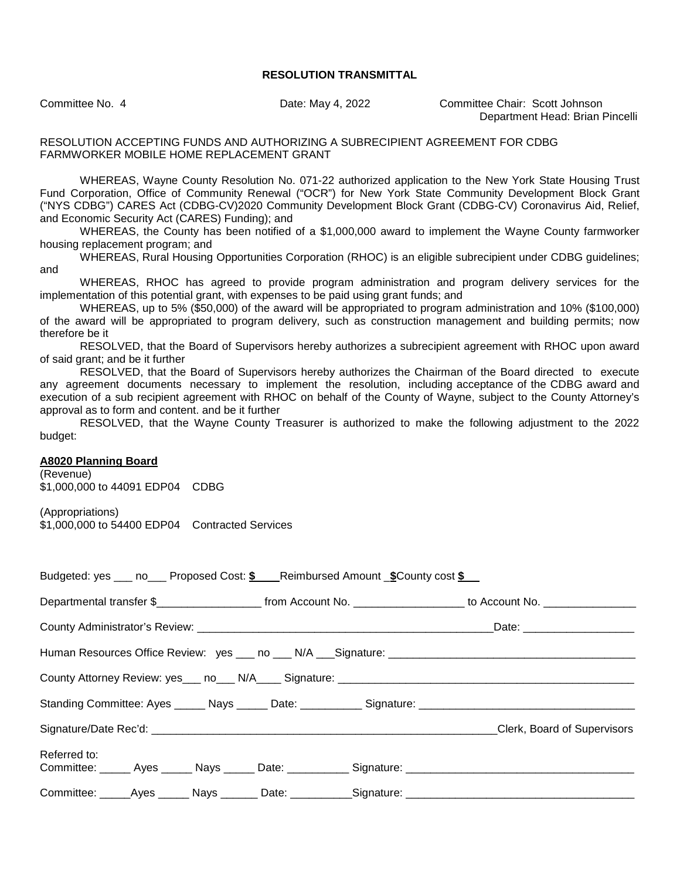**RESOLUTION TRANSMITTAL**

Committee No. 4 Date: May 4, 2022 Committee Chair: Scott Johnson
Department Head: Brian Pincelli

RESOLUTION ACCEPTING FUNDS AND AUTHORIZING A SUBRECIPIENT AGREEMENT FOR CDBG FARMWORKER MOBILE HOME REPLACEMENT GRANT

WHEREAS, Wayne County Resolution No. 071-22 authorized application to the New York State Housing Trust Fund Corporation, Office of Community Renewal ("OCR") for New York State Community Development Block Grant ("NYS CDBG") CARES Act (CDBG-CV)2020 Community Development Block Grant (CDBG-CV) Coronavirus Aid, Relief, and Economic Security Act (CARES) Funding); and

WHEREAS, the County has been notified of a $1,000,000 award to implement the Wayne County farmworker housing replacement program; and

WHEREAS, Rural Housing Opportunities Corporation (RHOC) is an eligible subrecipient under CDBG guidelines; and

WHEREAS, RHOC has agreed to provide program administration and program delivery services for the implementation of this potential grant, with expenses to be paid using grant funds; and

WHEREAS, up to 5% ($50,000) of the award will be appropriated to program administration and 10% ($100,000) of the award will be appropriated to program delivery, such as construction management and building permits; now therefore be it

RESOLVED, that the Board of Supervisors hereby authorizes a subrecipient agreement with RHOC upon award of said grant; and be it further

RESOLVED, that the Board of Supervisors hereby authorizes the Chairman of the Board directed to execute any agreement documents necessary to implement the resolution, including acceptance of the CDBG award and execution of a sub recipient agreement with RHOC on behalf of the County of Wayne, subject to the County Attorney's approval as to form and content. and be it further

RESOLVED, that the Wayne County Treasurer is authorized to make the following adjustment to the 2022 budget:

**A8020 Planning Board**

(Revenue)
$1,000,000 to 44091 EDP04 CDBG

(Appropriations)
$1,000,000 to 54400 EDP04 Contracted Services

Budgeted: yes ___ no___ Proposed Cost: **$**____ Reimbursed Amount _**$**County cost **$**__

Departmental transfer $_________________ from Account No. __________________ to Account No. _______________

County Administrator's Review: __________________________________________________ Date: __________________

Human Resources Office Review: yes ___ no ___ N/A ___Signature: ________________________________________

County Attorney Review: yes___ no___ N/A____ Signature: ______________________________________________

Standing Committee: Ayes _____ Nays _____ Date: __________ Signature: ___________________________________

Signature/Date Rec'd: ___________________________________________________________Clerk, Board of Supervisors

Referred to:
Committee: _____ Ayes _____ Nays _____ Date: __________ Signature: _____________________________________

Committee: _____Ayes _____ Nays ______ Date: __________Signature: _____________________________________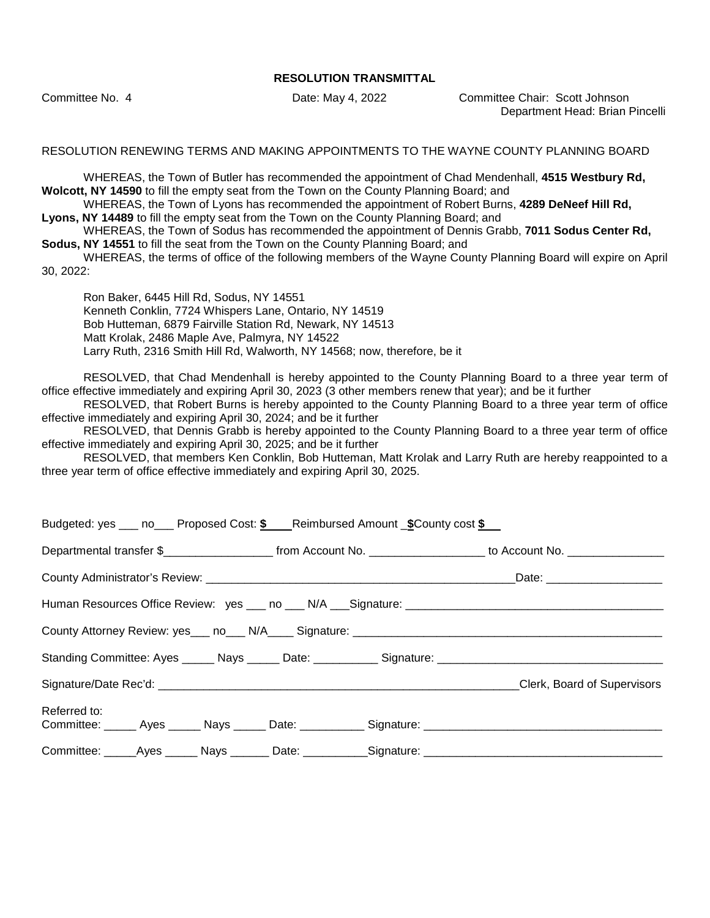**RESOLUTION TRANSMITTAL**

Committee No. 4 Date: May 4, 2022 Committee Chair: Scott Johnson
Department Head: Brian Pincelli

RESOLUTION RENEWING TERMS AND MAKING APPOINTMENTS TO THE WAYNE COUNTY PLANNING BOARD

WHEREAS, the Town of Butler has recommended the appointment of Chad Mendenhall, **4515 Westbury Rd, Wolcott, NY 14590** to fill the empty seat from the Town on the County Planning Board; and

WHEREAS, the Town of Lyons has recommended the appointment of Robert Burns, **4289 DeNeef Hill Rd, Lyons, NY 14489** to fill the empty seat from the Town on the County Planning Board; and

WHEREAS, the Town of Sodus has recommended the appointment of Dennis Grabb, **7011 Sodus Center Rd, Sodus, NY 14551** to fill the seat from the Town on the County Planning Board; and

WHEREAS, the terms of office of the following members of the Wayne County Planning Board will expire on April 30, 2022:

Ron Baker, 6445 Hill Rd, Sodus, NY 14551
Kenneth Conklin, 7724 Whispers Lane, Ontario, NY 14519
Bob Hutteman, 6879 Fairville Station Rd, Newark, NY 14513
Matt Krolak, 2486 Maple Ave, Palmyra, NY 14522
Larry Ruth, 2316 Smith Hill Rd, Walworth, NY 14568; now, therefore, be it

RESOLVED, that Chad Mendenhall is hereby appointed to the County Planning Board to a three year term of office effective immediately and expiring April 30, 2023 (3 other members renew that year); and be it further

RESOLVED, that Robert Burns is hereby appointed to the County Planning Board to a three year term of office effective immediately and expiring April 30, 2024; and be it further

RESOLVED, that Dennis Grabb is hereby appointed to the County Planning Board to a three year term of office effective immediately and expiring April 30, 2025; and be it further

RESOLVED, that members Ken Conklin, Bob Hutteman, Matt Krolak and Larry Ruth are hereby reappointed to a three year term of office effective immediately and expiring April 30, 2025.

Budgeted: yes ___ no___ Proposed Cost: **$** ___ Reimbursed Amount _**$** County cost **$** ___

Departmental transfer $_________________ from Account No. __________________ to Account No. _______________

County Administrator's Review: __________________________________________________Date: __________________

Human Resources Office Review: yes ___ no ___ N/A ___Signature: ________________________________________

County Attorney Review: yes___ no___ N/A____ Signature: _________________________________________________

Standing Committee: Ayes _____ Nays _____ Date: __________ Signature: ___________________________________

Signature/Date Rec'd: __________________________________________________________Clerk, Board of Supervisors

Referred to:
Committee: _____ Ayes _____ Nays _____ Date: __________ Signature: ____________________________________

Committee: _____Ayes _____ Nays ______ Date: __________Signature: ____________________________________